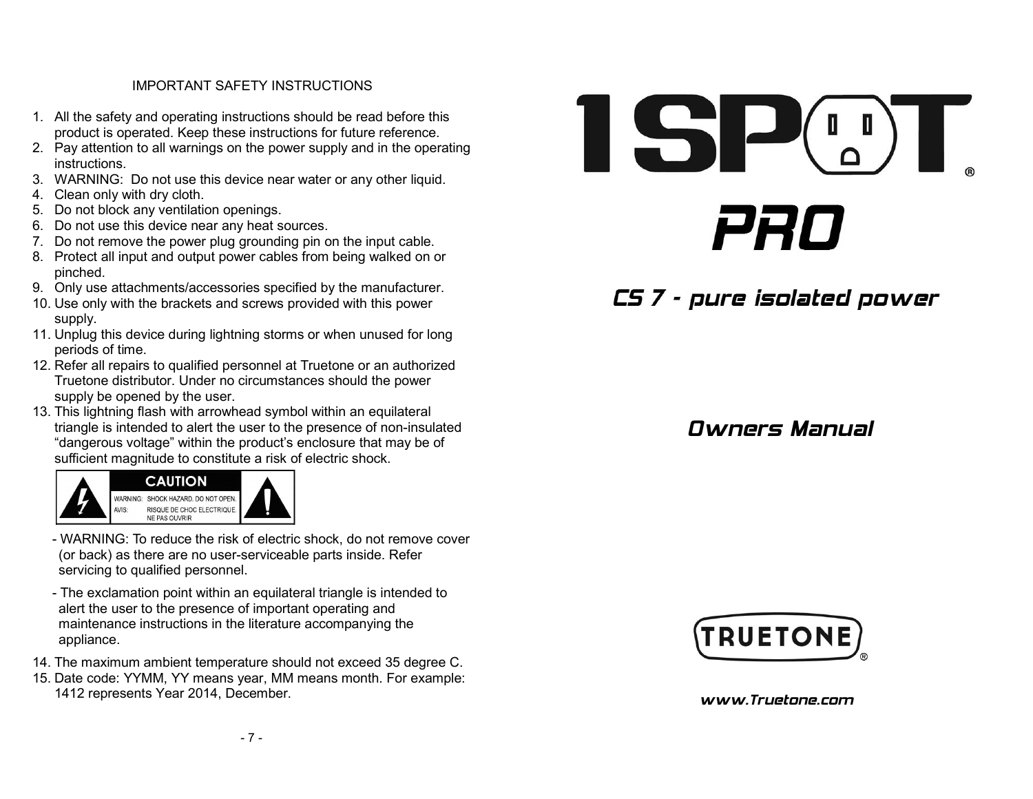# 1SPOT®

# PRO

## CS 7 - pure isolated power

## Owners Manual

TRUETONE®

www.Truetone.com

IMPORTANT SAFETY INSTRUCTIONS

1. All the safety and operating instructions should be read before this product is operated. Keep these instructions for future reference.
2. Pay attention to all warnings on the power supply and in the operating instructions.
3. WARNING: Do not use this device near water or any other liquid.
4. Clean only with dry cloth.
5. Do not block any ventilation openings.
6. Do not use this device near any heat sources.
7. Do not remove the power plug grounding pin on the input cable.
8. Protect all input and output power cables from being walked on or pinched.
9. Only use attachments/accessories specified by the manufacturer.
10. Use only with the brackets and screws provided with this power supply.
11. Unplug this device during lightning storms or when unused for long periods of time.
12. Refer all repairs to qualified personnel at Truetone or an authorized Truetone distributor. Under no circumstances should the power supply be opened by the user.
13. This lightning flash with arrowhead symbol within an equilateral triangle is intended to alert the user to the presence of non-insulated “dangerous voltage” within the product’s enclosure that may be of sufficient magnitude to constitute a risk of electric shock.

   **CAUTION**
   WARNING: SHOCK HAZARD. DO NOT OPEN.
   AVIS: RISQUE DE CHOC ELECTRIQUE. NE PAS OUVRIR

   - WARNING: To reduce the risk of electric shock, do not remove cover (or back) as there are no user-serviceable parts inside. Refer servicing to qualified personnel.
   - The exclamation point within an equilateral triangle is intended to alert the user to the presence of important operating and maintenance instructions in the literature accompanying the appliance.

14. The maximum ambient temperature should not exceed 35 degree C.
15. Date code: YYMM, YY means year, MM means month. For example: 1412 represents Year 2014, December.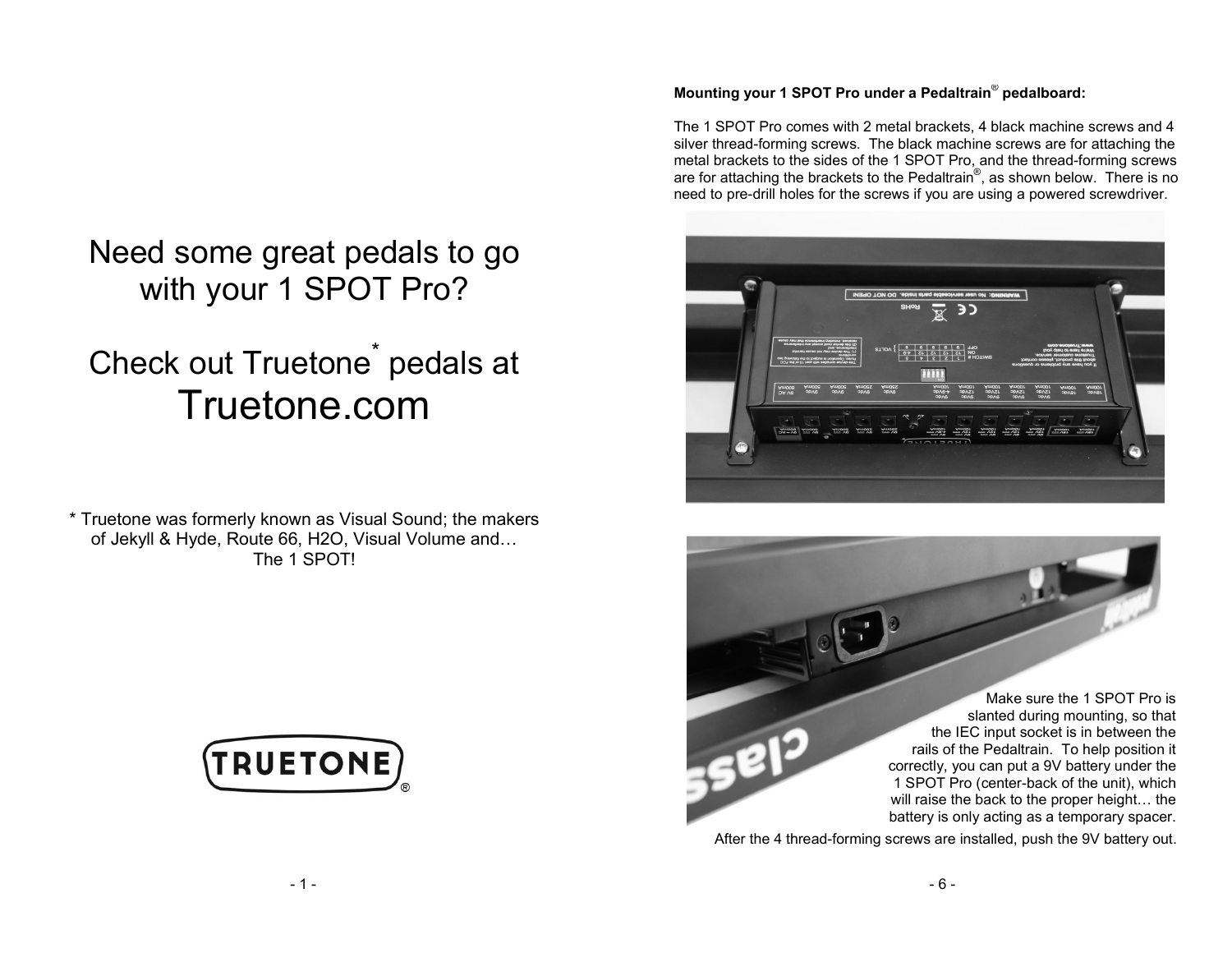Need some great pedals to go with your 1 SPOT Pro?

Check out Truetone* pedals at

Truetone.com

* Truetone was formerly known as Visual Sound; the makers of Jekyll & Hyde, Route 66, H2O, Visual Volume and… The 1 SPOT!

TRUETONE®

**Mounting your 1 SPOT Pro under a Pedaltrain® pedalboard:**

The 1 SPOT Pro comes with 2 metal brackets, 4 black machine screws and 4 silver thread-forming screws. The black machine screws are for attaching the metal brackets to the sides of the 1 SPOT Pro, and the thread-forming screws are for attaching the brackets to the Pedaltrain®, as shown below. There is no need to pre-drill holes for the screws if you are using a powered screwdriver.

Make sure the 1 SPOT Pro is slanted during mounting, so that the IEC input socket is in between the rails of the Pedaltrain. To help position it correctly, you can put a 9V battery under the 1 SPOT Pro (center-back of the unit), which will raise the back to the proper height… the battery is only acting as a temporary spacer.

After the 4 thread-forming screws are installed, push the 9V battery out.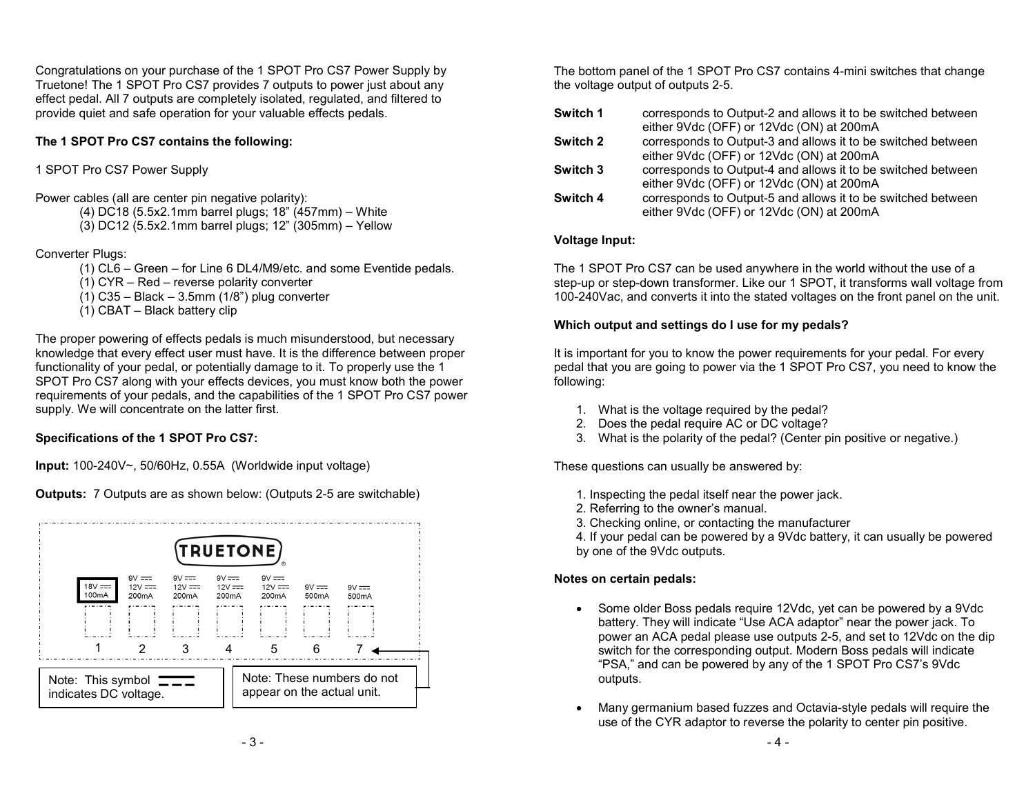Congratulations on your purchase of the 1 SPOT Pro CS7 Power Supply by Truetone! The 1 SPOT Pro CS7 provides 7 outputs to power just about any effect pedal. All 7 outputs are completely isolated, regulated, and filtered to provide quiet and safe operation for your valuable effects pedals.

**The 1 SPOT Pro CS7 contains the following:**

1 SPOT Pro CS7 Power Supply

Power cables (all are center pin negative polarity):

- (4) DC18 (5.5x2.1mm barrel plugs; 18" (457mm) – White
- (3) DC12 (5.5x2.1mm barrel plugs; 12" (305mm) – Yellow

Converter Plugs:

- (1) CL6 – Green – for Line 6 DL4/M9/etc. and some Eventide pedals.
- (1) CYR – Red – reverse polarity converter
- (1) C35 – Black – 3.5mm (1/8") plug converter
- (1) CBAT – Black battery clip

The proper powering of effects pedals is much misunderstood, but necessary knowledge that every effect user must have. It is the difference between proper functionality of your pedal, or potentially damage to it. To properly use the 1 SPOT Pro CS7 along with your effects devices, you must know both the power requirements of your pedals, and the capabilities of the 1 SPOT Pro CS7 power supply. We will concentrate on the latter first.

**Specifications of the 1 SPOT Pro CS7:**

**Input:** 100-240V~, 50/60Hz, 0.55A (Worldwide input voltage)

**Outputs:** 7 Outputs are as shown below: (Outputs 2-5 are switchable)

TRUETONE

| 1 | 2 | 3 | 4 | 5 | 6 | 7 |
|---|---|---|---|---|---|---|
| 18V ⎓ 100mA | 9V ⎓ 12V ⎓ 200mA | 9V ⎓ 12V ⎓ 200mA | 9V ⎓ 12V ⎓ 200mA | 9V ⎓ 12V ⎓ 200mA | 9V ⎓ 500mA | 9V ⎓ 500mA |

Note: This symbol ⎓ indicates DC voltage.

Note: These numbers do not appear on the actual unit.

The bottom panel of the 1 SPOT Pro CS7 contains 4-mini switches that change the voltage output of outputs 2-5.

**Switch 1** corresponds to Output-2 and allows it to be switched between either 9Vdc (OFF) or 12Vdc (ON) at 200mA

**Switch 2** corresponds to Output-3 and allows it to be switched between either 9Vdc (OFF) or 12Vdc (ON) at 200mA

**Switch 3** corresponds to Output-4 and allows it to be switched between either 9Vdc (OFF) or 12Vdc (ON) at 200mA

**Switch 4** corresponds to Output-5 and allows it to be switched between either 9Vdc (OFF) or 12Vdc (ON) at 200mA

**Voltage Input:**

The 1 SPOT Pro CS7 can be used anywhere in the world without the use of a step-up or step-down transformer. Like our 1 SPOT, it transforms wall voltage from 100-240Vac, and converts it into the stated voltages on the front panel on the unit.

**Which output and settings do I use for my pedals?**

It is important for you to know the power requirements for your pedal. For every pedal that you are going to power via the 1 SPOT Pro CS7, you need to know the following:

1. What is the voltage required by the pedal?
2. Does the pedal require AC or DC voltage?
3. What is the polarity of the pedal? (Center pin positive or negative.)

These questions can usually be answered by:

1. Inspecting the pedal itself near the power jack.
2. Referring to the owner's manual.
3. Checking online, or contacting the manufacturer
4. If your pedal can be powered by a 9Vdc battery, it can usually be powered by one of the 9Vdc outputs.

**Notes on certain pedals:**

- Some older Boss pedals require 12Vdc, yet can be powered by a 9Vdc battery. They will indicate "Use ACA adaptor" near the power jack. To power an ACA pedal please use outputs 2-5, and set to 12Vdc on the dip switch for the corresponding output. Modern Boss pedals will indicate "PSA," and can be powered by any of the 1 SPOT Pro CS7's 9Vdc outputs.
- Many germanium based fuzzes and Octavia-style pedals will require the use of the CYR adaptor to reverse the polarity to center pin positive.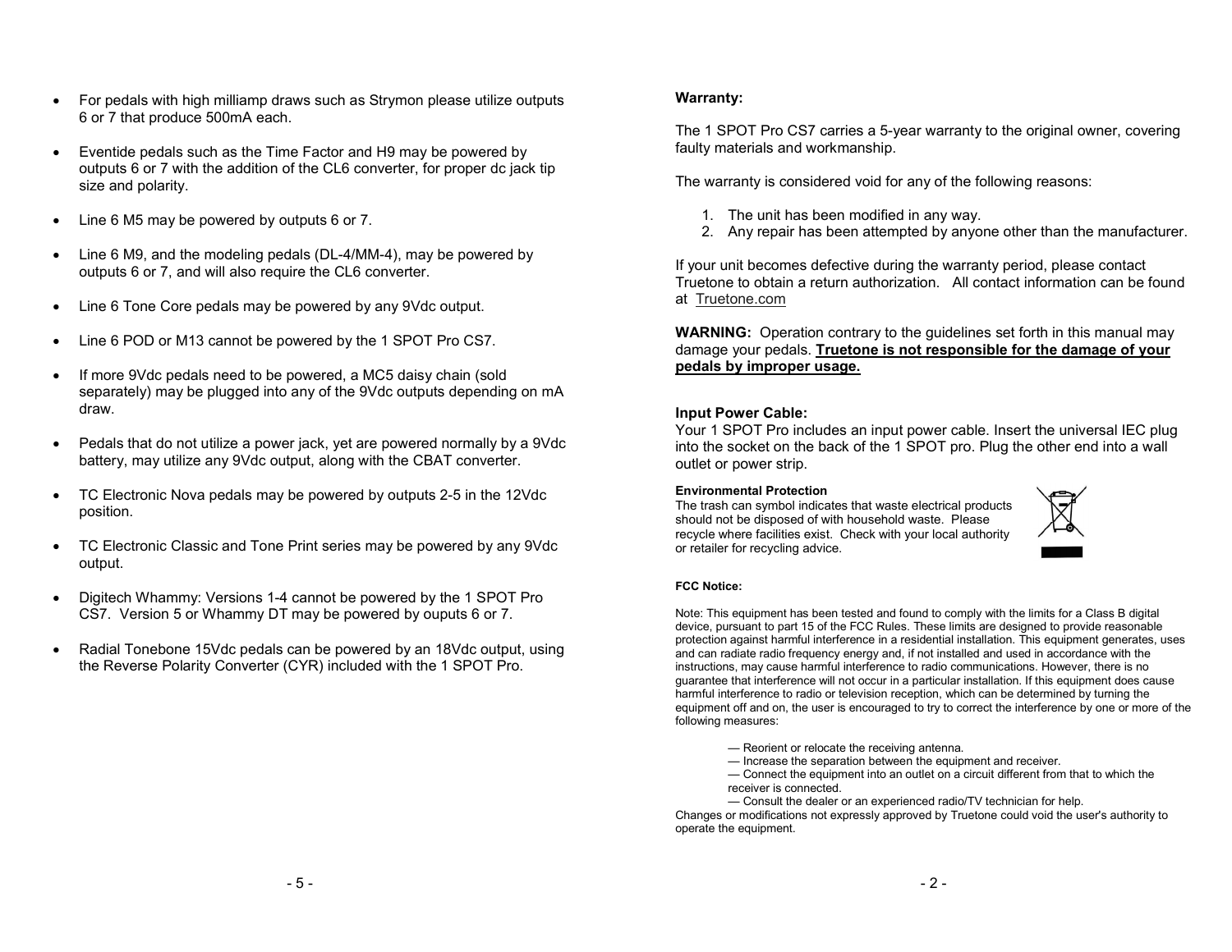- For pedals with high milliamp draws such as Strymon please utilize outputs 6 or 7 that produce 500mA each.
- Eventide pedals such as the Time Factor and H9 may be powered by outputs 6 or 7 with the addition of the CL6 converter, for proper dc jack tip size and polarity.
- Line 6 M5 may be powered by outputs 6 or 7.
- Line 6 M9, and the modeling pedals (DL-4/MM-4), may be powered by outputs 6 or 7, and will also require the CL6 converter.
- Line 6 Tone Core pedals may be powered by any 9Vdc output.
- Line 6 POD or M13 cannot be powered by the 1 SPOT Pro CS7.
- If more 9Vdc pedals need to be powered, a MC5 daisy chain (sold separately) may be plugged into any of the 9Vdc outputs depending on mA draw.
- Pedals that do not utilize a power jack, yet are powered normally by a 9Vdc battery, may utilize any 9Vdc output, along with the CBAT converter.
- TC Electronic Nova pedals may be powered by outputs 2-5 in the 12Vdc position.
- TC Electronic Classic and Tone Print series may be powered by any 9Vdc output.
- Digitech Whammy: Versions 1-4 cannot be powered by the 1 SPOT Pro CS7. Version 5 or Whammy DT may be powered by ouputs 6 or 7.
- Radial Tonebone 15Vdc pedals can be powered by an 18Vdc output, using the Reverse Polarity Converter (CYR) included with the 1 SPOT Pro.

**Warranty:**

The 1 SPOT Pro CS7 carries a 5-year warranty to the original owner, covering faulty materials and workmanship.

The warranty is considered void for any of the following reasons:

1. The unit has been modified in any way.
2. Any repair has been attempted by anyone other than the manufacturer.

If your unit becomes defective during the warranty period, please contact Truetone to obtain a return authorization. All contact information can be found at Truetone.com

**WARNING:** Operation contrary to the guidelines set forth in this manual may damage your pedals. **Truetone is not responsible for the damage of your pedals by improper usage.**

**Input Power Cable:**
Your 1 SPOT Pro includes an input power cable. Insert the universal IEC plug into the socket on the back of the 1 SPOT pro. Plug the other end into a wall outlet or power strip.

**Environmental Protection**
The trash can symbol indicates that waste electrical products should not be disposed of with household waste. Please recycle where facilities exist. Check with your local authority or retailer for recycling advice.

**FCC Notice:**

Note: This equipment has been tested and found to comply with the limits for a Class B digital device, pursuant to part 15 of the FCC Rules. These limits are designed to provide reasonable protection against harmful interference in a residential installation. This equipment generates, uses and can radiate radio frequency energy and, if not installed and used in accordance with the instructions, may cause harmful interference to radio communications. However, there is no guarantee that interference will not occur in a particular installation. If this equipment does cause harmful interference to radio or television reception, which can be determined by turning the equipment off and on, the user is encouraged to try to correct the interference by one or more of the following measures:

— Reorient or relocate the receiving antenna.
— Increase the separation between the equipment and receiver.
— Connect the equipment into an outlet on a circuit different from that to which the receiver is connected.
— Consult the dealer or an experienced radio/TV technician for help.

Changes or modifications not expressly approved by Truetone could void the user's authority to operate the equipment.